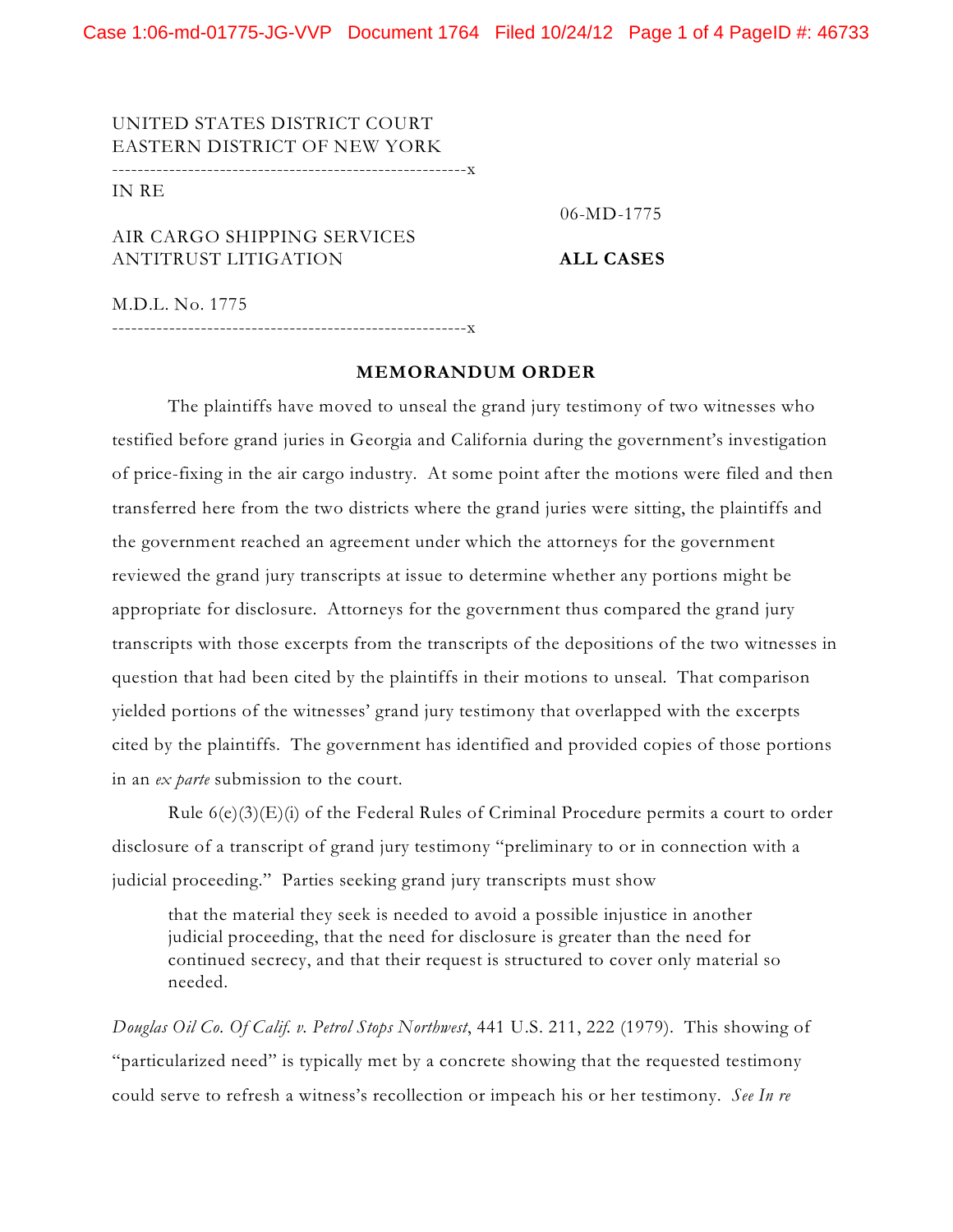UNITED STATES DISTRICT COURT
EASTERN DISTRICT OF NEW YORK

---

IN RE

AIR CARGO SHIPPING SERVICES ANTITRUST LITIGATION

M.D.L. No. 1775

06-MD-1775

**ALL CASES**

---

**MEMORANDUM ORDER**

The plaintiffs have moved to unseal the grand jury testimony of two witnesses who testified before grand juries in Georgia and California during the government's investigation of price-fixing in the air cargo industry. At some point after the motions were filed and then transferred here from the two districts where the grand juries were sitting, the plaintiffs and the government reached an agreement under which the attorneys for the government reviewed the grand jury transcripts at issue to determine whether any portions might be appropriate for disclosure. Attorneys for the government thus compared the grand jury transcripts with those excerpts from the transcripts of the depositions of the two witnesses in question that had been cited by the plaintiffs in their motions to unseal. That comparison yielded portions of the witnesses' grand jury testimony that overlapped with the excerpts cited by the plaintiffs. The government has identified and provided copies of those portions in an *ex parte* submission to the court.

Rule 6(e)(3)(E)(i) of the Federal Rules of Criminal Procedure permits a court to order disclosure of a transcript of grand jury testimony "preliminary to or in connection with a judicial proceeding." Parties seeking grand jury transcripts must show

> that the material they seek is needed to avoid a possible injustice in another judicial proceeding, that the need for disclosure is greater than the need for continued secrecy, and that their request is structured to cover only material so needed.

*Douglas Oil Co. Of Calif. v. Petrol Stops Northwest*, 441 U.S. 211, 222 (1979). This showing of "particularized need" is typically met by a concrete showing that the requested testimony could serve to refresh a witness's recollection or impeach his or her testimony. *See In re*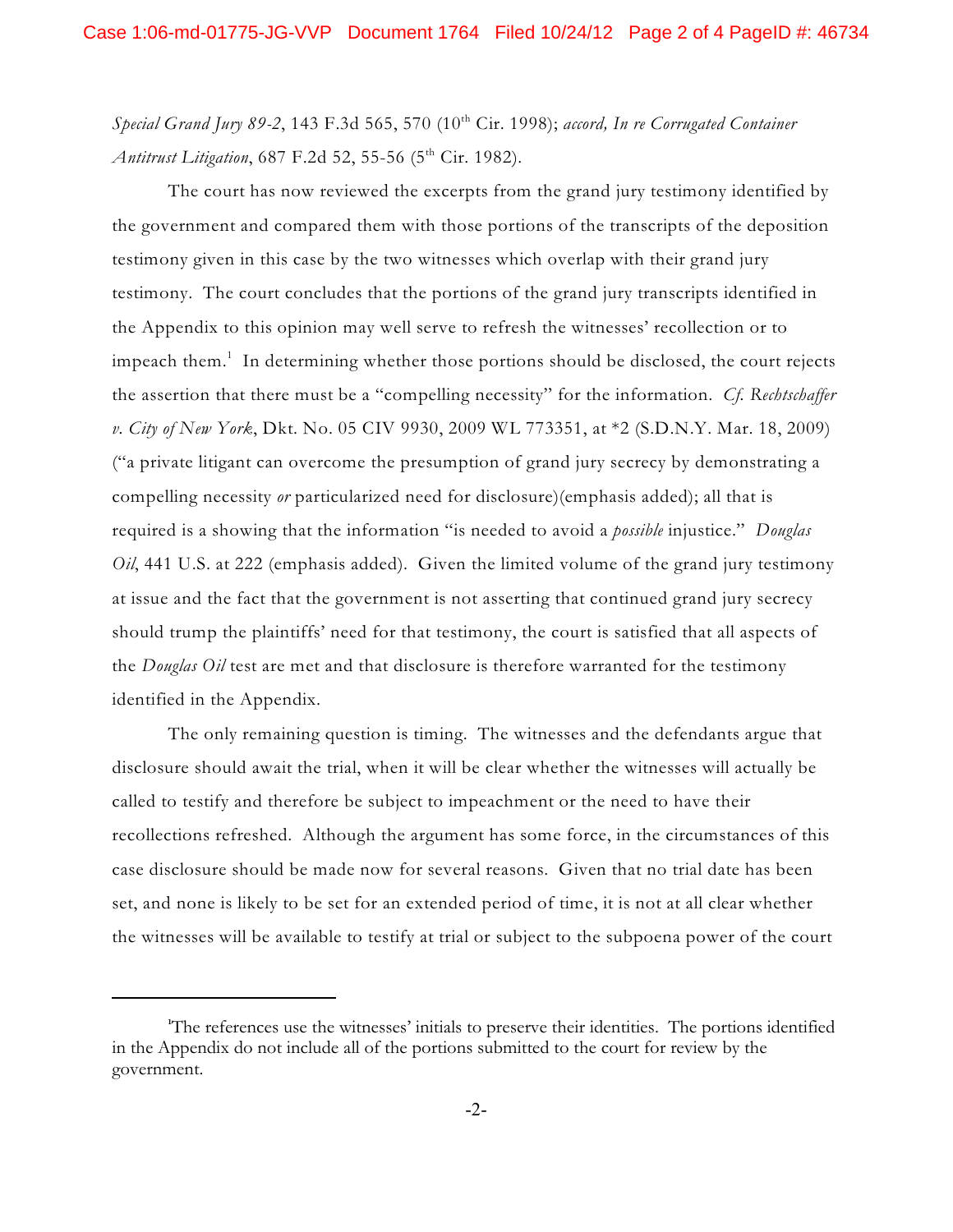*Special Grand Jury 89-2*, 143 F.3d 565, 570 (10th Cir. 1998); *accord, In re Corrugated Container Antitrust Litigation*, 687 F.2d 52, 55-56 (5th Cir. 1982).

The court has now reviewed the excerpts from the grand jury testimony identified by the government and compared them with those portions of the transcripts of the deposition testimony given in this case by the two witnesses which overlap with their grand jury testimony. The court concludes that the portions of the grand jury transcripts identified in the Appendix to this opinion may well serve to refresh the witnesses' recollection or to impeach them.[1] In determining whether those portions should be disclosed, the court rejects the assertion that there must be a "compelling necessity" for the information. *Cf. Rechtschaffer v. City of New York*, Dkt. No. 05 CIV 9930, 2009 WL 773351, at *2 (S.D.N.Y. Mar. 18, 2009) ("a private litigant can overcome the presumption of grand jury secrecy by demonstrating a compelling necessity *or* particularized need for disclosure)(emphasis added); all that is required is a showing that the information "is needed to avoid a *possible* injustice." *Douglas Oil*, 441 U.S. at 222 (emphasis added). Given the limited volume of the grand jury testimony at issue and the fact that the government is not asserting that continued grand jury secrecy should trump the plaintiffs' need for that testimony, the court is satisfied that all aspects of the *Douglas Oil* test are met and that disclosure is therefore warranted for the testimony identified in the Appendix.

The only remaining question is timing. The witnesses and the defendants argue that disclosure should await the trial, when it will be clear whether the witnesses will actually be called to testify and therefore be subject to impeachment or the need to have their recollections refreshed. Although the argument has some force, in the circumstances of this case disclosure should be made now for several reasons. Given that no trial date has been set, and none is likely to be set for an extended period of time, it is not at all clear whether the witnesses will be available to testify at trial or subject to the subpoena power of the court

---

[1]The references use the witnesses' initials to preserve their identities. The portions identified in the Appendix do not include all of the portions submitted to the court for review by the government.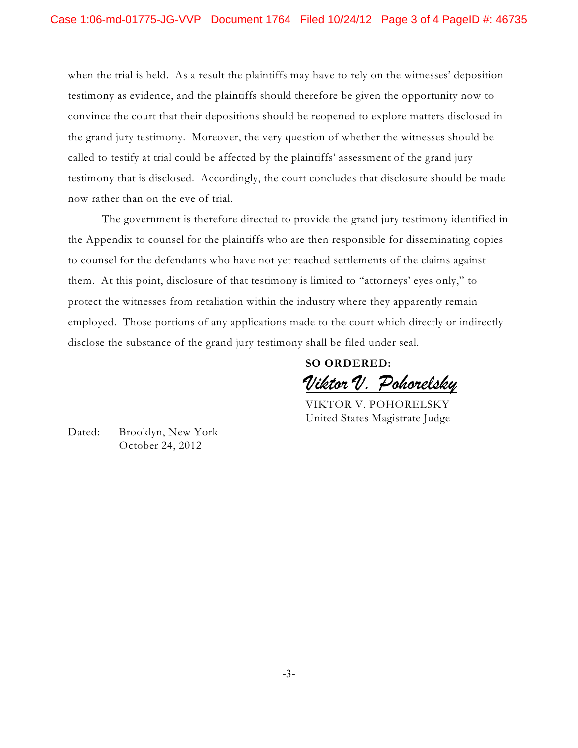when the trial is held. As a result the plaintiffs may have to rely on the witnesses' deposition testimony as evidence, and the plaintiffs should therefore be given the opportunity now to convince the court that their depositions should be reopened to explore matters disclosed in the grand jury testimony. Moreover, the very question of whether the witnesses should be called to testify at trial could be affected by the plaintiffs' assessment of the grand jury testimony that is disclosed. Accordingly, the court concludes that disclosure should be made now rather than on the eve of trial.

The government is therefore directed to provide the grand jury testimony identified in the Appendix to counsel for the plaintiffs who are then responsible for disseminating copies to counsel for the defendants who have not yet reached settlements of the claims against them. At this point, disclosure of that testimony is limited to "attorneys' eyes only," to protect the witnesses from retaliation within the industry where they apparently remain employed. Those portions of any applications made to the court which directly or indirectly disclose the substance of the grand jury testimony shall be filed under seal.

**SO ORDERED:**

*Viktor V. Pohorelsky*

VIKTOR V. POHORELSKY
United States Magistrate Judge

Dated: Brooklyn, New York
October 24, 2012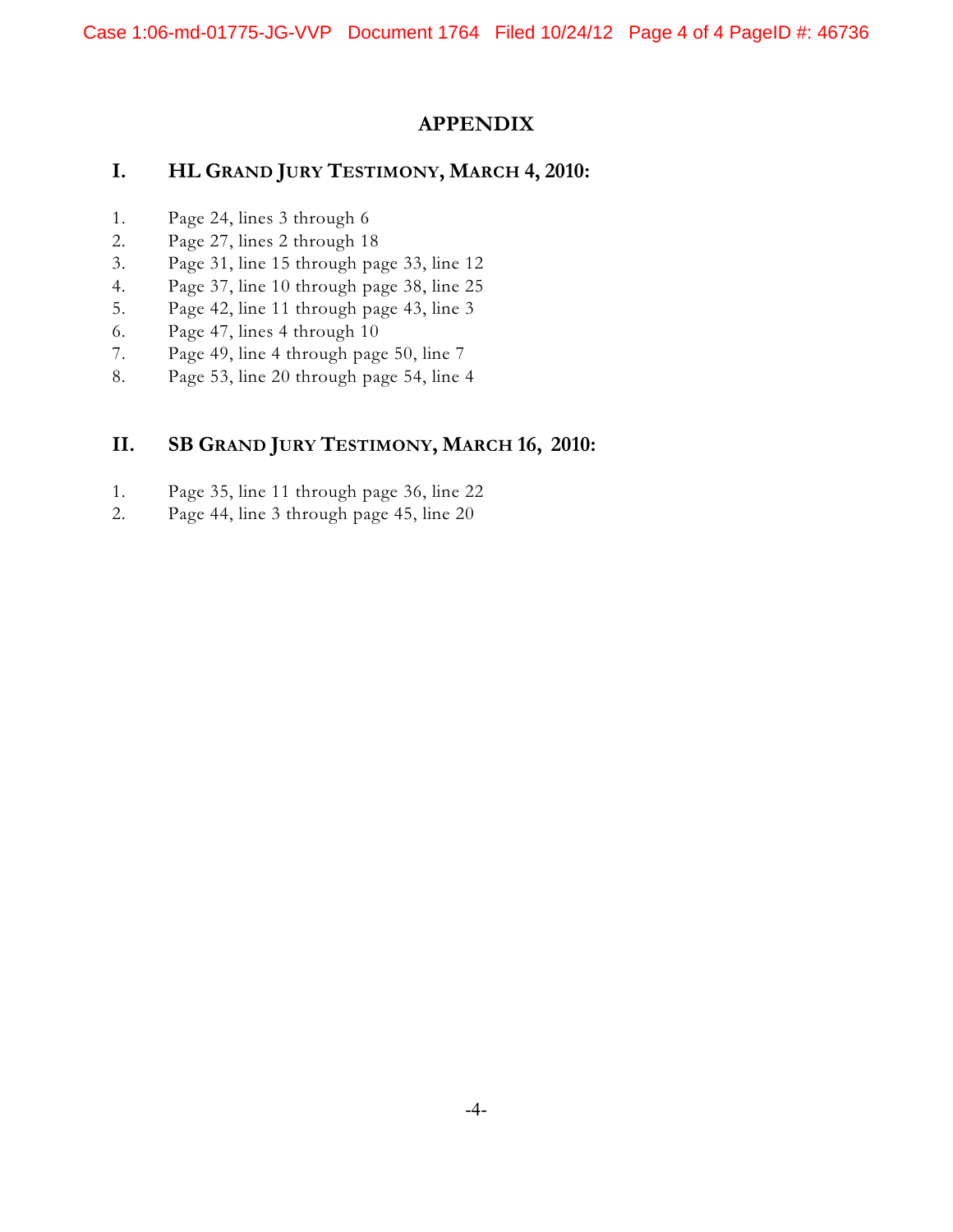# APPENDIX

## I. HL Grand Jury Testimony, March 4, 2010:

1. Page 24, lines 3 through 6
2. Page 27, lines 2 through 18
3. Page 31, line 15 through page 33, line 12
4. Page 37, line 10 through page 38, line 25
5. Page 42, line 11 through page 43, line 3
6. Page 47, lines 4 through 10
7. Page 49, line 4 through page 50, line 7
8. Page 53, line 20 through page 54, line 4

## II. SB Grand Jury Testimony, March 16, 2010:

1. Page 35, line 11 through page 36, line 22
2. Page 44, line 3 through page 45, line 20